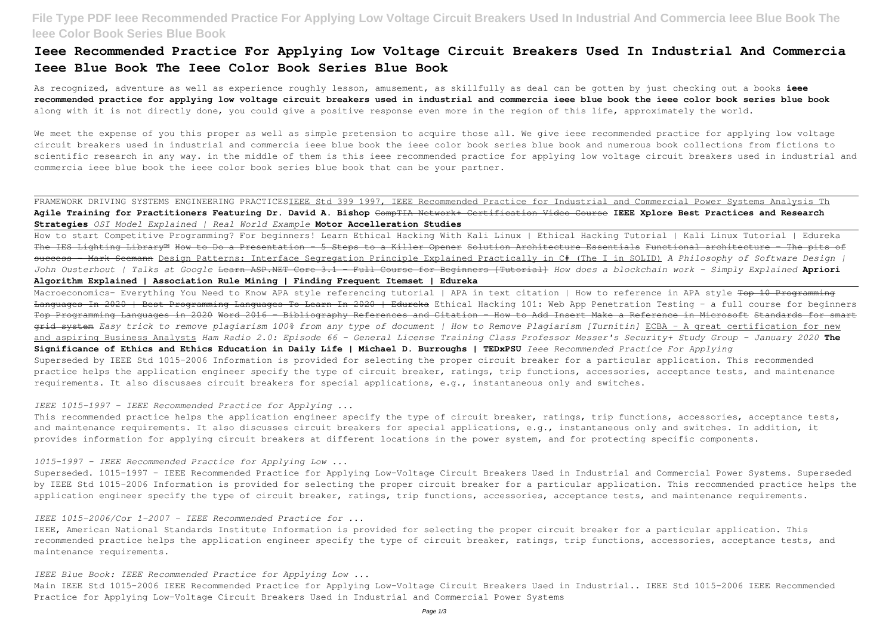# Ieee Recommended Practice For Applying Low Voltage Circuit Breakers Used In Industrial And Commercia Ieee Blue Book The Ieee Color Book Series Blue Book

As recognized, adventure as well as experience roughly lesson, amusement, as skillfully as deal can be gotten by just checking out a books **ieee recommended practice for applying low voltage circuit breakers used in industrial and commercia ieee blue book the ieee color book series blue book** along with it is not directly done, you could give a positive response even more in the region of this life, approximately the world.

We meet the expense of you this proper as well as simple pretension to acquire those all. We give ieee recommended practice for applying low voltage circuit breakers used in industrial and commercia ieee blue book the ieee color book series blue book and numerous book collections from fictions to scientific research in any way. in the middle of them is this ieee recommended practice for applying low voltage circuit breakers used in industrial and commercia ieee blue book the ieee color book series blue book that can be your partner.

FRAMEWORK DRIVING SYSTEMS ENGINEERING PRACTICES IEEE Std 399 1997, IEEE Recommended Practice for Industrial and Commercial Power Systems Analysis Th **Agile Training for Practitioners Featuring Dr. David A. Bishop** ~~CompTIA Network+ Certification Video Course~~ **IEEE Xplore Best Practices and Research Strategies** *OSI Model Explained | Real World Example* **Motor Accelleration Studies**

How to start Competitive Programming? For beginners! Learn Ethical Hacking With Kali Linux | Ethical Hacking Tutorial | Kali Linux Tutorial | Edureka ~~The IES Lighting Library™~~ ~~How to Do a Presentation - 5 Steps to a Killer Opener~~ ~~Solution Architecture Essentials~~ ~~Functional architecture - The pits of success - Mark Seemann~~ Design Patterns: Interface Segregation Principle Explained Practically in C# (The I in SOLID) *A Philosophy of Software Design | John Ousterhout | Talks at Google* ~~Learn ASP.NET Core 3.1 - Full Course for Beginners [Tutorial]~~ *How does a blockchain work - Simply Explained* **Apriori Algorithm Explained | Association Rule Mining | Finding Frequent Itemset | Edureka**

Macroeconomics- Everything You Need to Know APA style referencing tutorial | APA in text citation | How to reference in APA style ~~Top 10 Programming Languages In 2020 | Best Programming Languages To Learn In 2020 | Edureka~~ Ethical Hacking 101: Web App Penetration Testing - a full course for beginners ~~Top Programming Languages in 2020~~ ~~Word 2016 - Bibliography References and Citation - How to Add Insert Make a Reference in Microsoft~~ ~~Standards for smart grid system~~ *Easy trick to remove plagiarism 100% from any type of document | How to Remove Plagiarism [Turnitin]* ECBA - A great certification for new and aspiring Business Analysts *Ham Radio 2.0: Episode 66 - General License Training Class Professor Messer's Security+ Study Group - January 2020* **The Significance of Ethics and Ethics Education in Daily Life | Michael D. Burroughs | TEDxPSU** *Ieee Recommended Practice For Applying*
Superseded by IEEE Std 1015-2006 Information is provided for selecting the proper circuit breaker for a particular application. This recommended practice helps the application engineer specify the type of circuit breaker, ratings, trip functions, accessories, acceptance tests, and maintenance requirements. It also discusses circuit breakers for special applications, e.g., instantaneous only and switches.

*IEEE 1015-1997 - IEEE Recommended Practice for Applying ...*

This recommended practice helps the application engineer specify the type of circuit breaker, ratings, trip functions, accessories, acceptance tests, and maintenance requirements. It also discusses circuit breakers for special applications, e.g., instantaneous only and switches. In addition, it provides information for applying circuit breakers at different locations in the power system, and for protecting specific components.

*1015-1997 - IEEE Recommended Practice for Applying Low ...*

Superseded. 1015-1997 - IEEE Recommended Practice for Applying Low-Voltage Circuit Breakers Used in Industrial and Commercial Power Systems. Superseded by IEEE Std 1015-2006 Information is provided for selecting the proper circuit breaker for a particular application. This recommended practice helps the application engineer specify the type of circuit breaker, ratings, trip functions, accessories, acceptance tests, and maintenance requirements.

*IEEE 1015-2006/Cor 1-2007 - IEEE Recommended Practice for ...*

IEEE, American National Standards Institute Information is provided for selecting the proper circuit breaker for a particular application. This recommended practice helps the application engineer specify the type of circuit breaker, ratings, trip functions, accessories, acceptance tests, and maintenance requirements.

*IEEE Blue Book: IEEE Recommended Practice for Applying Low ...*

Main IEEE Std 1015-2006 IEEE Recommended Practice for Applying Low-Voltage Circuit Breakers Used in Industrial.. IEEE Std 1015-2006 IEEE Recommended Practice for Applying Low-Voltage Circuit Breakers Used in Industrial and Commercial Power Systems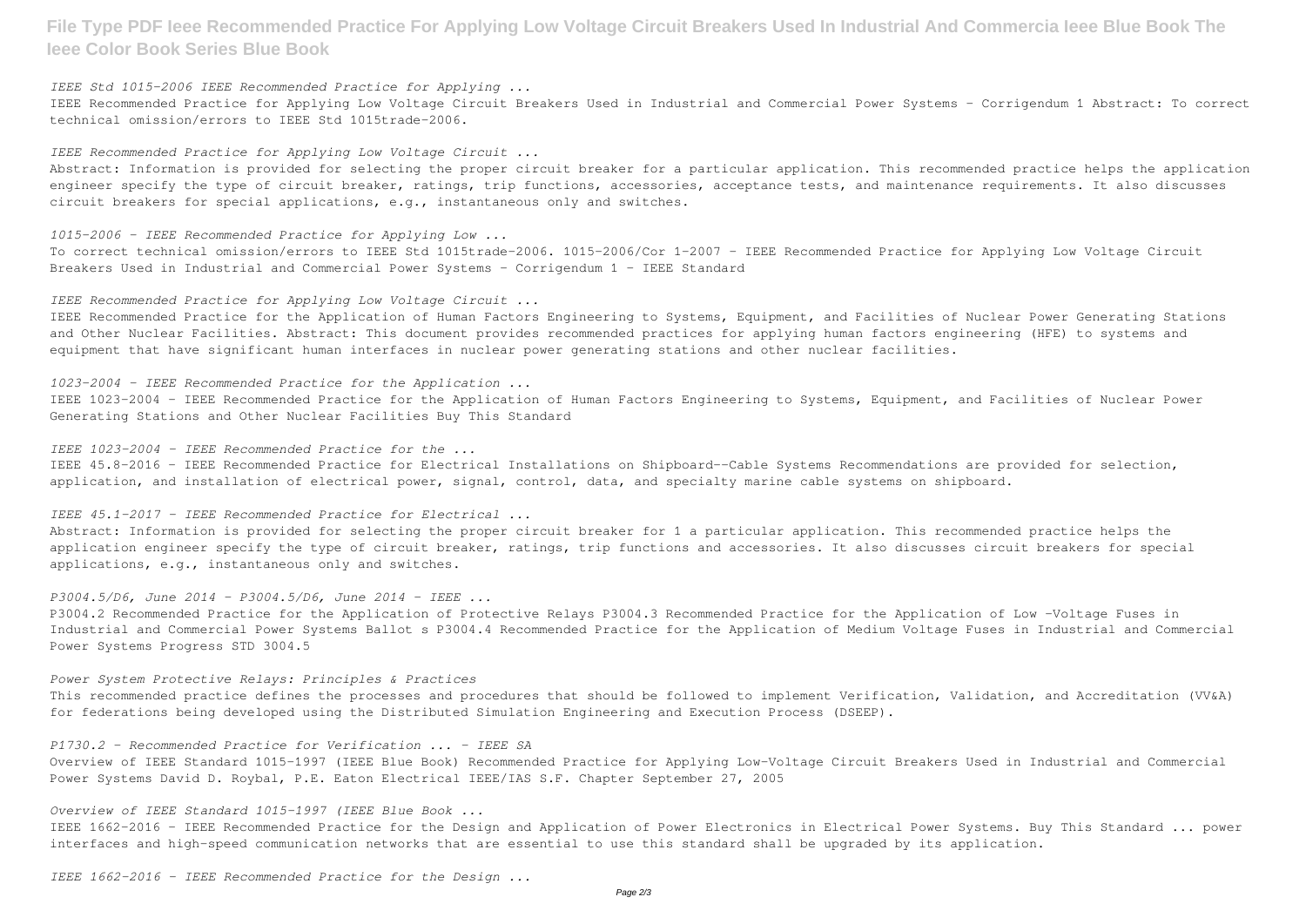*IEEE Std 1015-2006 IEEE Recommended Practice for Applying ...*

IEEE Recommended Practice for Applying Low Voltage Circuit Breakers Used in Industrial and Commercial Power Systems - Corrigendum 1 Abstract: To correct technical omission/errors to IEEE Std 1015trade-2006.

*IEEE Recommended Practice for Applying Low Voltage Circuit ...*

Abstract: Information is provided for selecting the proper circuit breaker for a particular application. This recommended practice helps the application engineer specify the type of circuit breaker, ratings, trip functions, accessories, acceptance tests, and maintenance requirements. It also discusses circuit breakers for special applications, e.g., instantaneous only and switches.

*1015-2006 - IEEE Recommended Practice for Applying Low ...*

To correct technical omission/errors to IEEE Std 1015trade-2006. 1015-2006/Cor 1-2007 - IEEE Recommended Practice for Applying Low Voltage Circuit Breakers Used in Industrial and Commercial Power Systems - Corrigendum 1 - IEEE Standard

*IEEE Recommended Practice for Applying Low Voltage Circuit ...*

IEEE Recommended Practice for the Application of Human Factors Engineering to Systems, Equipment, and Facilities of Nuclear Power Generating Stations and Other Nuclear Facilities. Abstract: This document provides recommended practices for applying human factors engineering (HFE) to systems and equipment that have significant human interfaces in nuclear power generating stations and other nuclear facilities.

*1023-2004 - IEEE Recommended Practice for the Application ...*

IEEE 1023-2004 - IEEE Recommended Practice for the Application of Human Factors Engineering to Systems, Equipment, and Facilities of Nuclear Power Generating Stations and Other Nuclear Facilities Buy This Standard

*IEEE 1023-2004 - IEEE Recommended Practice for the ...*

IEEE 45.8-2016 - IEEE Recommended Practice for Electrical Installations on Shipboard--Cable Systems Recommendations are provided for selection, application, and installation of electrical power, signal, control, data, and specialty marine cable systems on shipboard.

*IEEE 45.1-2017 - IEEE Recommended Practice for Electrical ...*

Abstract: Information is provided for selecting the proper circuit breaker for 1 a particular application. This recommended practice helps the application engineer specify the type of circuit breaker, ratings, trip functions and accessories. It also discusses circuit breakers for special applications, e.g., instantaneous only and switches.

*P3004.5/D6, June 2014 - P3004.5/D6, June 2014 - IEEE ...*

P3004.2 Recommended Practice for the Application of Protective Relays P3004.3 Recommended Practice for the Application of Low -Voltage Fuses in Industrial and Commercial Power Systems Ballot s P3004.4 Recommended Practice for the Application of Medium Voltage Fuses in Industrial and Commercial Power Systems Progress STD 3004.5

*Power System Protective Relays: Principles & Practices*

This recommended practice defines the processes and procedures that should be followed to implement Verification, Validation, and Accreditation (VV&A) for federations being developed using the Distributed Simulation Engineering and Execution Process (DSEEP).

*P1730.2 - Recommended Practice for Verification ... - IEEE SA*

Overview of IEEE Standard 1015-1997 (IEEE Blue Book) Recommended Practice for Applying Low-Voltage Circuit Breakers Used in Industrial and Commercial Power Systems David D. Roybal, P.E. Eaton Electrical IEEE/IAS S.F. Chapter September 27, 2005

*Overview of IEEE Standard 1015-1997 (IEEE Blue Book ...*

IEEE 1662-2016 - IEEE Recommended Practice for the Design and Application of Power Electronics in Electrical Power Systems. Buy This Standard ... power interfaces and high-speed communication networks that are essential to use this standard shall be upgraded by its application.

*IEEE 1662-2016 - IEEE Recommended Practice for the Design ...*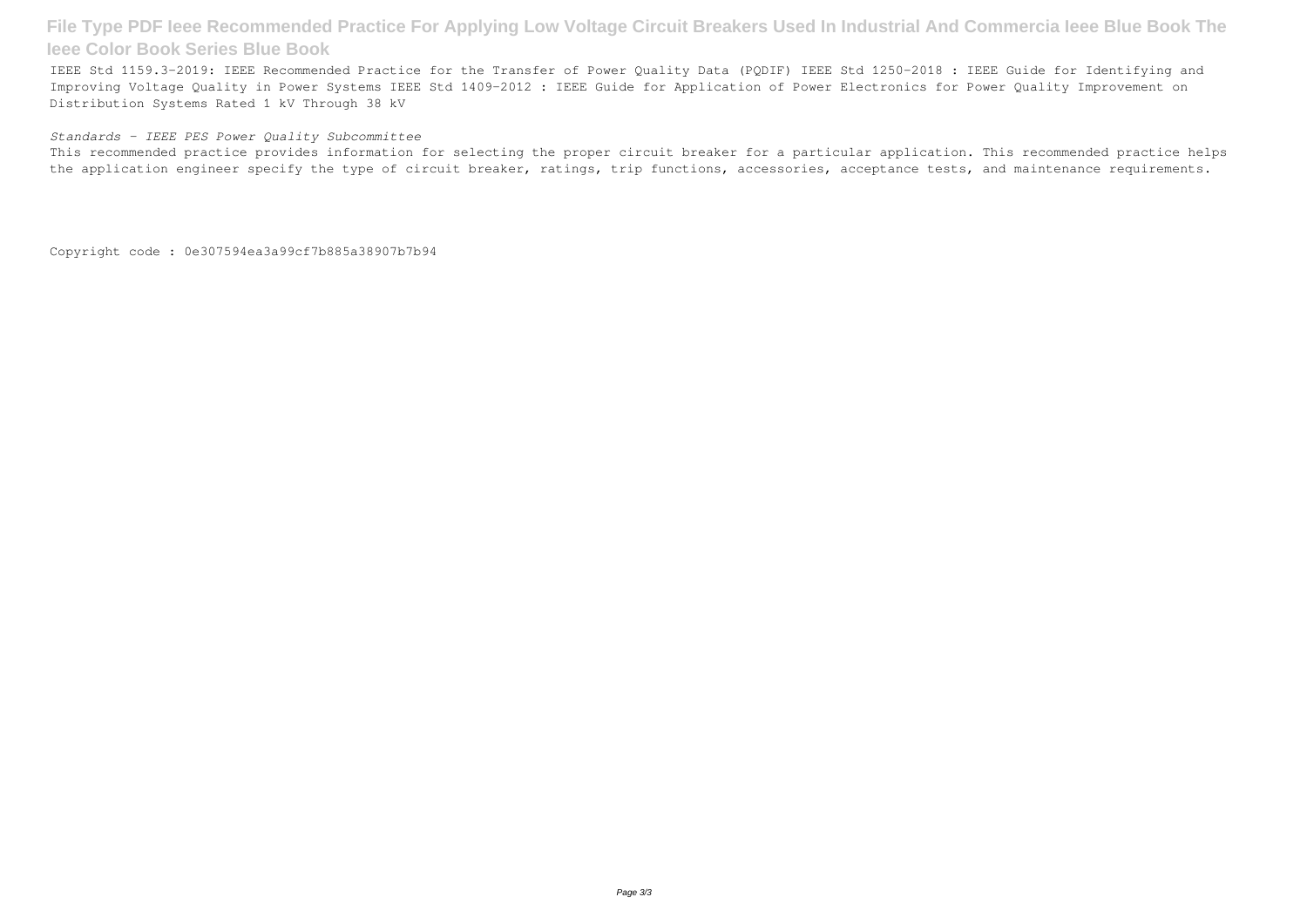IEEE Std 1159.3-2019: IEEE Recommended Practice for the Transfer of Power Quality Data (PQDIF) IEEE Std 1250-2018 : IEEE Guide for Identifying and Improving Voltage Quality in Power Systems IEEE Std 1409-2012 : IEEE Guide for Application of Power Electronics for Power Quality Improvement on Distribution Systems Rated 1 kV Through 38 kV

*Standards - IEEE PES Power Quality Subcommittee*

This recommended practice provides information for selecting the proper circuit breaker for a particular application. This recommended practice helps the application engineer specify the type of circuit breaker, ratings, trip functions, accessories, acceptance tests, and maintenance requirements.

Copyright code : 0e307594ea3a99cf7b885a38907b7b94